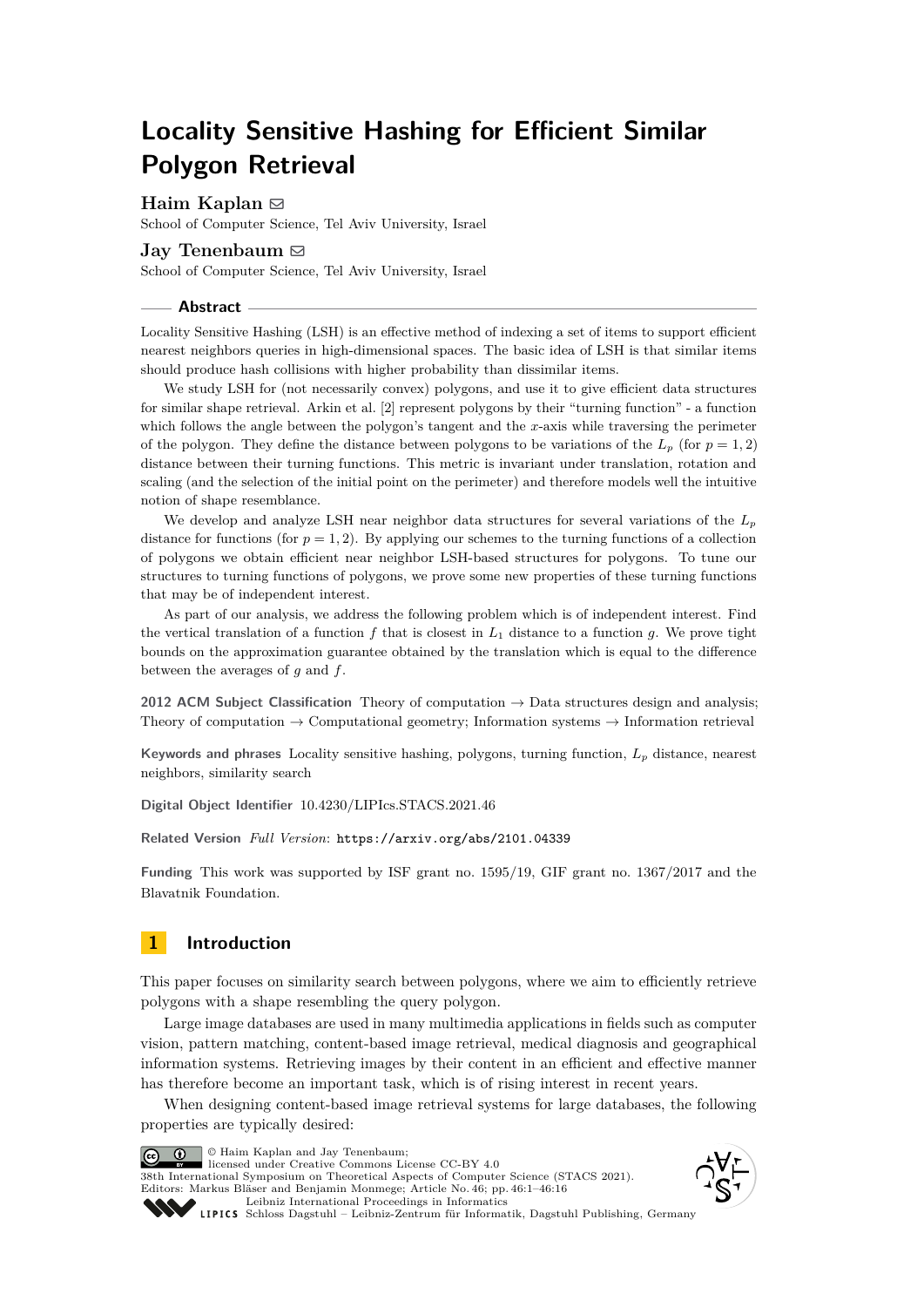# Locality Sensitive Hashing for Efficient Similar Polygon Retrieval

**Haim Kaplan**
School of Computer Science, Tel Aviv University, Israel

**Jay Tenenbaum**
School of Computer Science, Tel Aviv University, Israel

## Abstract

Locality Sensitive Hashing (LSH) is an effective method of indexing a set of items to support efficient nearest neighbors queries in high-dimensional spaces. The basic idea of LSH is that similar items should produce hash collisions with higher probability than dissimilar items.

We study LSH for (not necessarily convex) polygons, and use it to give efficient data structures for similar shape retrieval. Arkin et al. [2] represent polygons by their "turning function" - a function which follows the angle between the polygon's tangent and the $x$-axis while traversing the perimeter of the polygon. They define the distance between polygons to be variations of the $L_p$ (for $p = 1, 2$) distance between their turning functions. This metric is invariant under translation, rotation and scaling (and the selection of the initial point on the perimeter) and therefore models well the intuitive notion of shape resemblance.

We develop and analyze LSH near neighbor data structures for several variations of the $L_p$ distance for functions (for $p = 1, 2$). By applying our schemes to the turning functions of a collection of polygons we obtain efficient near neighbor LSH-based structures for polygons. To tune our structures to turning functions of polygons, we prove some new properties of these turning functions that may be of independent interest.

As part of our analysis, we address the following problem which is of independent interest. Find the vertical translation of a function $f$ that is closest in $L_1$ distance to a function $g$. We prove tight bounds on the approximation guarantee obtained by the translation which is equal to the difference between the averages of $g$ and $f$.

**2012 ACM Subject Classification** Theory of computation → Data structures design and analysis; Theory of computation → Computational geometry; Information systems → Information retrieval

**Keywords and phrases** Locality sensitive hashing, polygons, turning function, $L_p$ distance, nearest neighbors, similarity search

**Digital Object Identifier** 10.4230/LIPIcs.STACS.2021.46

**Related Version** *Full Version*: https://arxiv.org/abs/2101.04339

**Funding** This work was supported by ISF grant no. 1595/19, GIF grant no. 1367/2017 and the Blavatnik Foundation.

## 1 Introduction

This paper focuses on similarity search between polygons, where we aim to efficiently retrieve polygons with a shape resembling the query polygon.

Large image databases are used in many multimedia applications in fields such as computer vision, pattern matching, content-based image retrieval, medical diagnosis and geographical information systems. Retrieving images by their content in an efficient and effective manner has therefore become an important task, which is of rising interest in recent years.

When designing content-based image retrieval systems for large databases, the following properties are typically desired:

© Haim Kaplan and Jay Tenenbaum;
licensed under Creative Commons License CC-BY 4.0
38th International Symposium on Theoretical Aspects of Computer Science (STACS 2021).
Editors: Markus Bläser and Benjamin Monmege; Article No. 46; pp. 46:1–46:16
Leibniz International Proceedings in Informatics
Schloss Dagstuhl – Leibniz-Zentrum für Informatik, Dagstuhl Publishing, Germany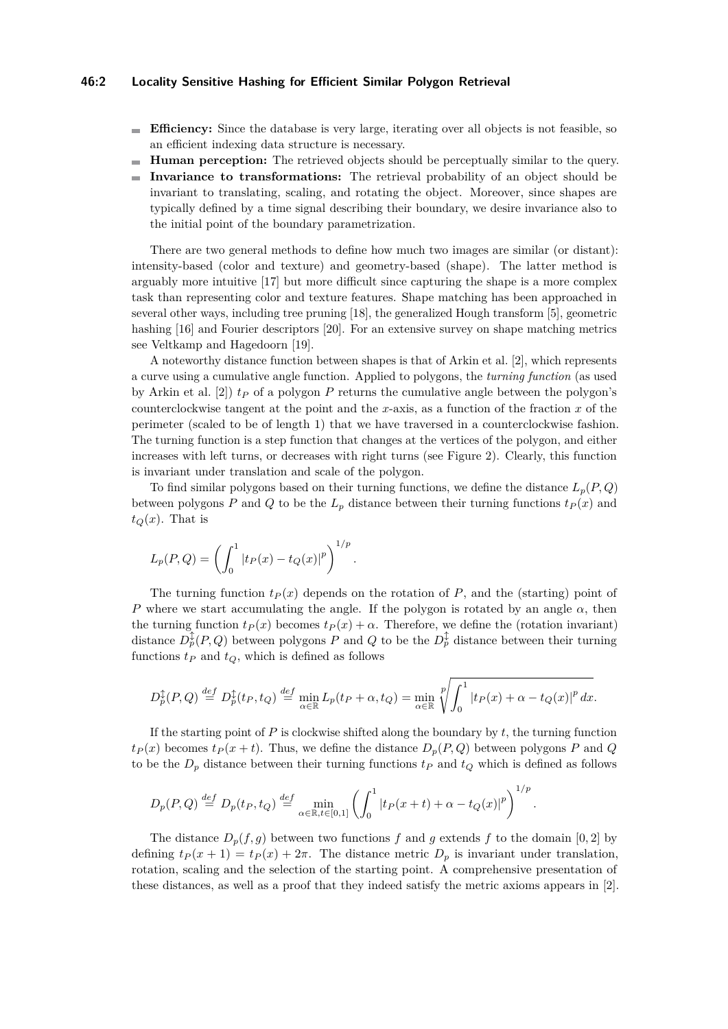- **Efficiency:** Since the database is very large, iterating over all objects is not feasible, so an efficient indexing data structure is necessary.
- **Human perception:** The retrieved objects should be perceptually similar to the query.
- **Invariance to transformations:** The retrieval probability of an object should be invariant to translating, scaling, and rotating the object. Moreover, since shapes are typically defined by a time signal describing their boundary, we desire invariance also to the initial point of the boundary parametrization.

There are two general methods to define how much two images are similar (or distant): intensity-based (color and texture) and geometry-based (shape). The latter method is arguably more intuitive [17] but more difficult since capturing the shape is a more complex task than representing color and texture features. Shape matching has been approached in several other ways, including tree pruning [18], the generalized Hough transform [5], geometric hashing [16] and Fourier descriptors [20]. For an extensive survey on shape matching metrics see Veltkamp and Hagedoorn [19].

A noteworthy distance function between shapes is that of Arkin et al. [2], which represents a curve using a cumulative angle function. Applied to polygons, the *turning function* (as used by Arkin et al. [2]) $t_P$ of a polygon $P$ returns the cumulative angle between the polygon's counterclockwise tangent at the point and the $x$-axis, as a function of the fraction $x$ of the perimeter (scaled to be of length 1) that we have traversed in a counterclockwise fashion. The turning function is a step function that changes at the vertices of the polygon, and either increases with left turns, or decreases with right turns (see Figure 2). Clearly, this function is invariant under translation and scale of the polygon.

To find similar polygons based on their turning functions, we define the distance $L_p(P,Q)$ between polygons $P$ and $Q$ to be the $L_p$ distance between their turning functions $t_P(x)$ and $t_Q(x)$. That is

$$L_p(P,Q) = \left( \int_0^1 |t_P(x) - t_Q(x)|^p \right)^{1/p}.$$

The turning function $t_P(x)$ depends on the rotation of $P$, and the (starting) point of $P$ where we start accumulating the angle. If the polygon is rotated by an angle $\alpha$, then the turning function $t_P(x)$ becomes $t_P(x) + \alpha$. Therefore, we define the (rotation invariant) distance $D_p^{\updownarrow}(P,Q)$ between polygons $P$ and $Q$ to be the $D_p^{\updownarrow}$ distance between their turning functions $t_P$ and $t_Q$, which is defined as follows

$$D_p^{\updownarrow}(P,Q) \overset{def}{=} D_p^{\updownarrow}(t_P,t_Q) \overset{def}{=} \min_{\alpha \in \mathbb{R}} L_p(t_P + \alpha, t_Q) = \min_{\alpha \in \mathbb{R}} \sqrt[p]{\int_0^1 |t_P(x) + \alpha - t_Q(x)|^p \, dx}.$$

If the starting point of $P$ is clockwise shifted along the boundary by $t$, the turning function $t_P(x)$ becomes $t_P(x+t)$. Thus, we define the distance $D_p(P,Q)$ between polygons $P$ and $Q$ to be the $D_p$ distance between their turning functions $t_P$ and $t_Q$ which is defined as follows

$$D_p(P,Q) \overset{def}{=} D_p(t_P,t_Q) \overset{def}{=} \min_{\alpha \in \mathbb{R}, t \in [0,1]} \left( \int_0^1 |t_P(x+t) + \alpha - t_Q(x)|^p \right)^{1/p}.$$

The distance $D_p(f,g)$ between two functions $f$ and $g$ extends $f$ to the domain $[0,2]$ by defining $t_P(x+1) = t_P(x) + 2\pi$. The distance metric $D_p$ is invariant under translation, rotation, scaling and the selection of the starting point. A comprehensive presentation of these distances, as well as a proof that they indeed satisfy the metric axioms appears in [2].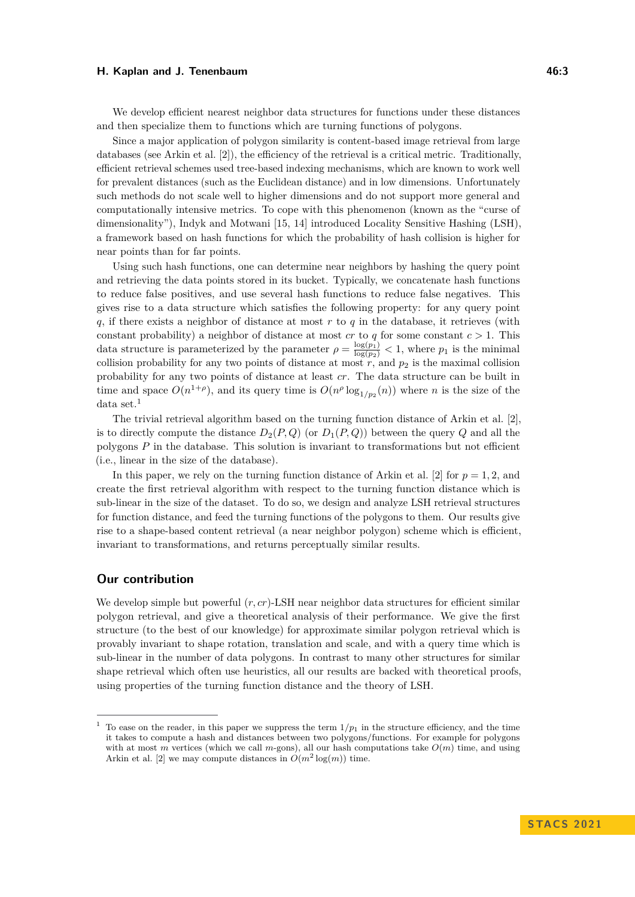We develop efficient nearest neighbor data structures for functions under these distances and then specialize them to functions which are turning functions of polygons.

Since a major application of polygon similarity is content-based image retrieval from large databases (see Arkin et al. [2]), the efficiency of the retrieval is a critical metric. Traditionally, efficient retrieval schemes used tree-based indexing mechanisms, which are known to work well for prevalent distances (such as the Euclidean distance) and in low dimensions. Unfortunately such methods do not scale well to higher dimensions and do not support more general and computationally intensive metrics. To cope with this phenomenon (known as the "curse of dimensionality"), Indyk and Motwani [15, 14] introduced Locality Sensitive Hashing (LSH), a framework based on hash functions for which the probability of hash collision is higher for near points than for far points.

Using such hash functions, one can determine near neighbors by hashing the query point and retrieving the data points stored in its bucket. Typically, we concatenate hash functions to reduce false positives, and use several hash functions to reduce false negatives. This gives rise to a data structure which satisfies the following property: for any query point $q$, if there exists a neighbor of distance at most $r$ to $q$ in the database, it retrieves (with constant probability) a neighbor of distance at most $cr$ to $q$ for some constant $c > 1$. This data structure is parameterized by the parameter $\rho = \frac{\log(p_1)}{\log(p_2)} < 1$, where $p_1$ is the minimal collision probability for any two points of distance at most $r$, and $p_2$ is the maximal collision probability for any two points of distance at least $cr$. The data structure can be built in time and space $O(n^{1+\rho})$, and its query time is $O(n^{\rho} \log_{1/p_2}(n))$ where $n$ is the size of the data set.[1]

The trivial retrieval algorithm based on the turning function distance of Arkin et al. [2], is to directly compute the distance $D_2(P, Q)$ (or $D_1(P, Q)$) between the query $Q$ and all the polygons $P$ in the database. This solution is invariant to transformations but not efficient (i.e., linear in the size of the database).

In this paper, we rely on the turning function distance of Arkin et al. [2] for $p = 1, 2$, and create the first retrieval algorithm with respect to the turning function distance which is sub-linear in the size of the dataset. To do so, we design and analyze LSH retrieval structures for function distance, and feed the turning functions of the polygons to them. Our results give rise to a shape-based content retrieval (a near neighbor polygon) scheme which is efficient, invariant to transformations, and returns perceptually similar results.

## Our contribution

We develop simple but powerful $(r, cr)$-LSH near neighbor data structures for efficient similar polygon retrieval, and give a theoretical analysis of their performance. We give the first structure (to the best of our knowledge) for approximate similar polygon retrieval which is provably invariant to shape rotation, translation and scale, and with a query time which is sub-linear in the number of data polygons. In contrast to many other structures for similar shape retrieval which often use heuristics, all our results are backed with theoretical proofs, using properties of the turning function distance and the theory of LSH.

---

[1] To ease on the reader, in this paper we suppress the term $1/p_1$ in the structure efficiency, and the time it takes to compute a hash and distances between two polygons/functions. For example for polygons with at most $m$ vertices (which we call $m$-gons), all our hash computations take $O(m)$ time, and using Arkin et al. [2] we may compute distances in $O(m^2 \log(m))$ time.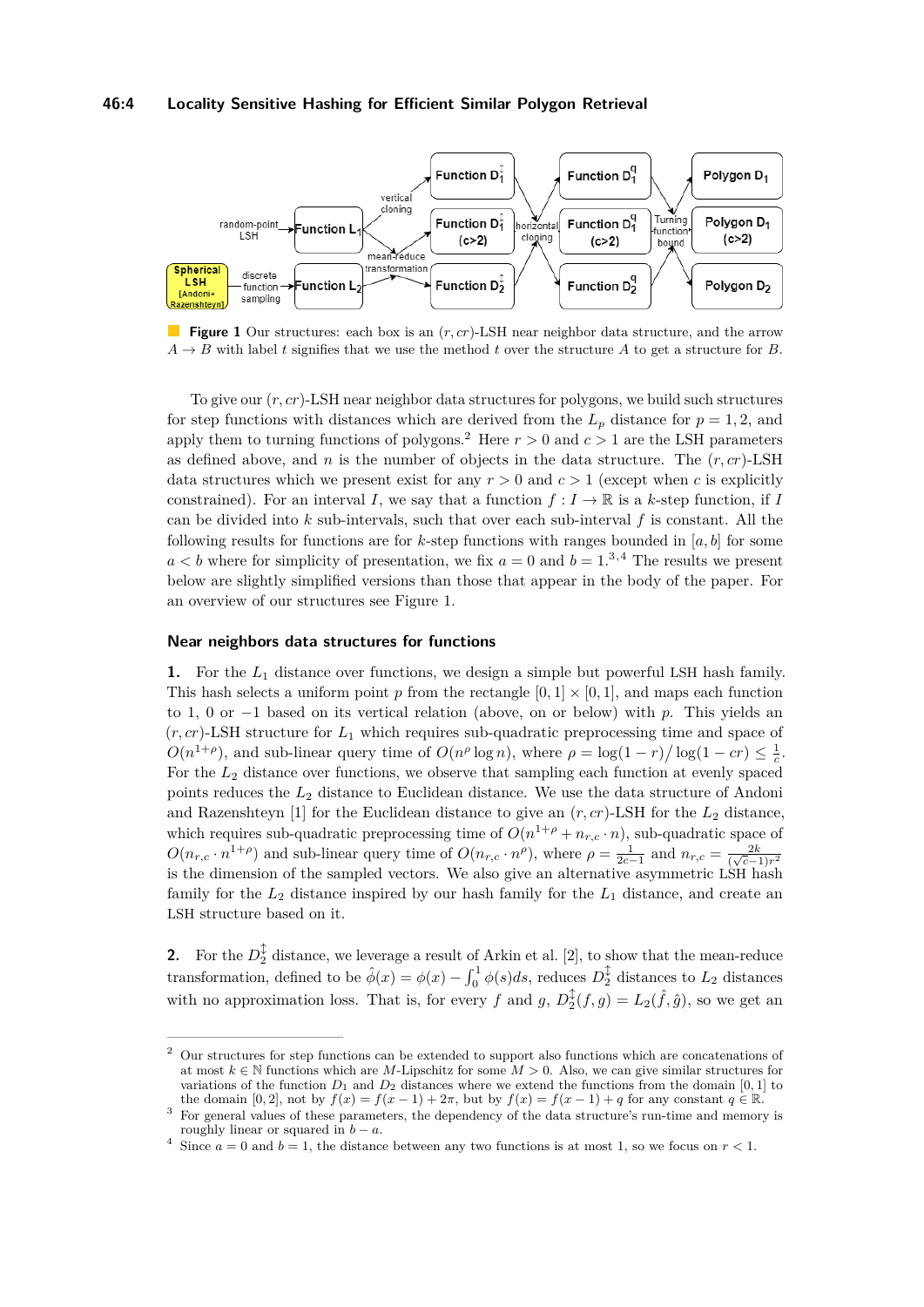**Figure 1** Our structures: each box is an $(r, cr)$-LSH near neighbor data structure, and the arrow $A \to B$ with label $t$ signifies that we use the method $t$ over the structure $A$ to get a structure for $B$.

To give our $(r, cr)$-LSH near neighbor data structures for polygons, we build such structures for step functions with distances which are derived from the $L_p$ distance for $p = 1, 2$, and apply them to turning functions of polygons.[2] Here $r > 0$ and $c > 1$ are the LSH parameters as defined above, and $n$ is the number of objects in the data structure. The $(r, cr)$-LSH data structures which we present exist for any $r > 0$ and $c > 1$ (except when $c$ is explicitly constrained). For an interval $I$, we say that a function $f : I \to \mathbb{R}$ is a $k$-step function, if $I$ can be divided into $k$ sub-intervals, such that over each sub-interval $f$ is constant. All the following results for functions are for $k$-step functions with ranges bounded in $[a, b]$ for some $a < b$ where for simplicity of presentation, we fix $a = 0$ and $b = 1$.[3,4] The results we present below are slightly simplified versions than those that appear in the body of the paper. For an overview of our structures see Figure 1.

## Near neighbors data structures for functions

**1.** For the $L_1$ distance over functions, we design a simple but powerful LSH hash family. This hash selects a uniform point $p$ from the rectangle $[0, 1] \times [0, 1]$, and maps each function to 1, 0 or $-1$ based on its vertical relation (above, on or below) with $p$. This yields an $(r, cr)$-LSH structure for $L_1$ which requires sub-quadratic preprocessing time and space of $O(n^{1+\rho})$, and sub-linear query time of $O(n^{\rho} \log n)$, where $\rho = \log(1 - r)/\log(1 - cr) \leq \frac{1}{c}$. For the $L_2$ distance over functions, we observe that sampling each function at evenly spaced points reduces the $L_2$ distance to Euclidean distance. We use the data structure of Andoni and Razenshteyn [1] for the Euclidean distance to give an $(r, cr)$-LSH for the $L_2$ distance, which requires sub-quadratic preprocessing time of $O(n^{1+\rho} + n_{r,c} \cdot n)$, sub-quadratic space of $O(n_{r,c} \cdot n^{1+\rho})$ and sub-linear query time of $O(n_{r,c} \cdot n^{\rho})$, where $\rho = \frac{1}{2c-1}$ and $n_{r,c} = \frac{2k}{(\sqrt{c}-1)r^2}$ is the dimension of the sampled vectors. We also give an alternative asymmetric LSH hash family for the $L_2$ distance inspired by our hash family for the $L_1$ distance, and create an LSH structure based on it.

**2.** For the $D_2^{\updownarrow}$ distance, we leverage a result of Arkin et al. [2], to show that the mean-reduce transformation, defined to be $\hat{\phi}(x) = \phi(x) - \int_0^1 \phi(s)ds$, reduces $D_2^{\updownarrow}$ distances to $L_2$ distances with no approximation loss. That is, for every $f$ and $g$, $D_2^{\updownarrow}(f, g) = L_2(\hat{f}, \hat{g})$, so we get an

---

[2] Our structures for step functions can be extended to support also functions which are concatenations of at most $k \in \mathbb{N}$ functions which are $M$-Lipschitz for some $M > 0$. Also, we can give similar structures for variations of the function $D_1$ and $D_2$ distances where we extend the functions from the domain $[0, 1]$ to the domain $[0, 2]$, not by $f(x) = f(x - 1) + 2\pi$, but by $f(x) = f(x - 1) + q$ for any constant $q \in \mathbb{R}$.

[3] For general values of these parameters, the dependency of the data structure's run-time and memory is roughly linear or squared in $b - a$.

[4] Since $a = 0$ and $b = 1$, the distance between any two functions is at most 1, so we focus on $r < 1$.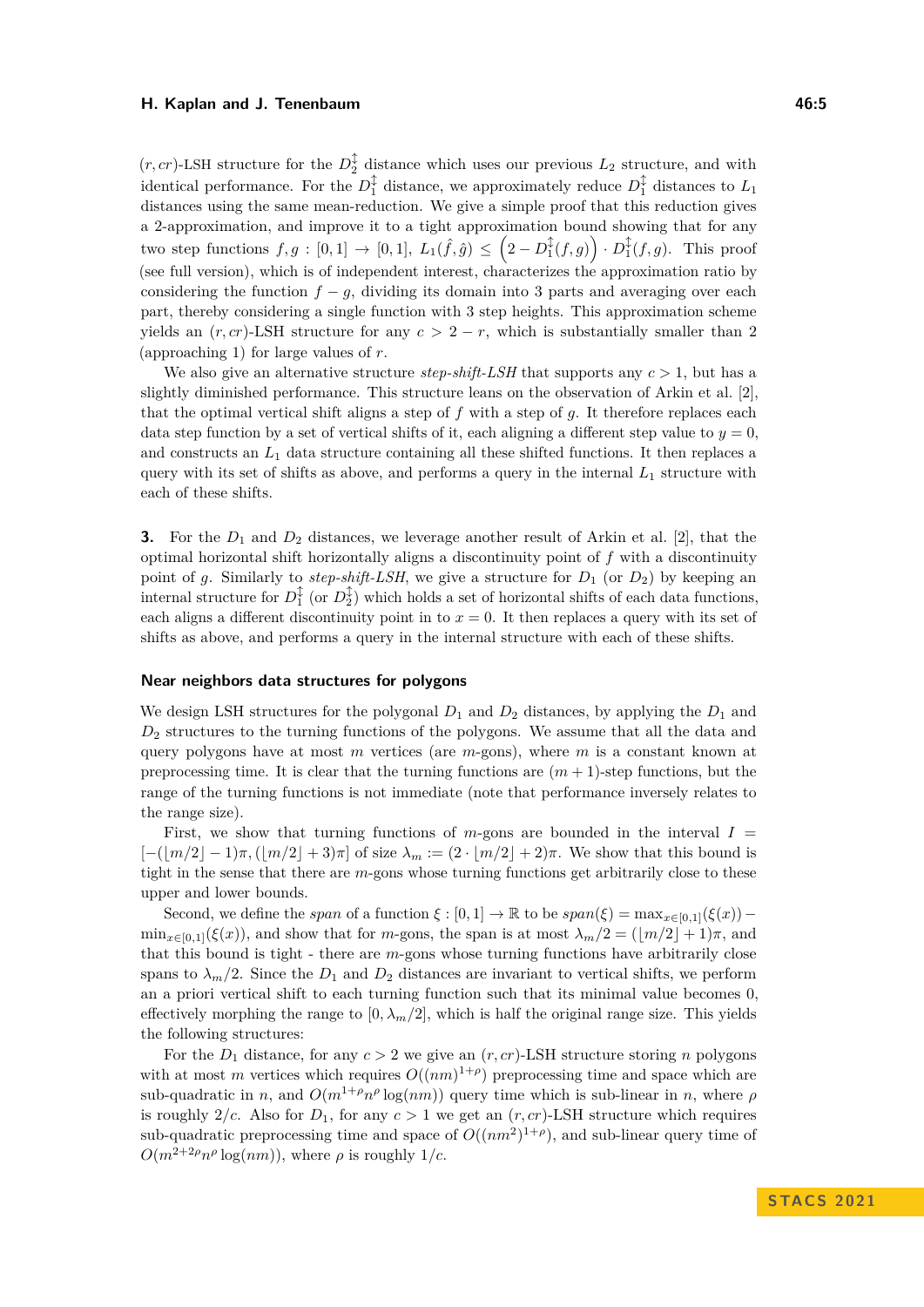$(r, cr)$-LSH structure for the $D_2^{\updownarrow}$ distance which uses our previous $L_2$ structure, and with identical performance. For the $D_1^{\updownarrow}$ distance, we approximately reduce $D_1^{\updownarrow}$ distances to $L_1$ distances using the same mean-reduction. We give a simple proof that this reduction gives a 2-approximation, and improve it to a tight approximation bound showing that for any two step functions $f, g : [0,1] \to [0,1]$, $L_1(\hat{f}, \hat{g}) \leq \left(2 - D_1^{\updownarrow}(f,g)\right) \cdot D_1^{\updownarrow}(f,g)$. This proof (see full version), which is of independent interest, characterizes the approximation ratio by considering the function $f - g$, dividing its domain into 3 parts and averaging over each part, thereby considering a single function with 3 step heights. This approximation scheme yields an $(r, cr)$-LSH structure for any $c > 2 - r$, which is substantially smaller than 2 (approaching 1) for large values of $r$.

We also give an alternative structure *step-shift-LSH* that supports any $c > 1$, but has a slightly diminished performance. This structure leans on the observation of Arkin et al. [2], that the optimal vertical shift aligns a step of $f$ with a step of $g$. It therefore replaces each data step function by a set of vertical shifts of it, each aligning a different step value to $y = 0$, and constructs an $L_1$ data structure containing all these shifted functions. It then replaces a query with its set of shifts as above, and performs a query in the internal $L_1$ structure with each of these shifts.

**3.** For the $D_1$ and $D_2$ distances, we leverage another result of Arkin et al. [2], that the optimal horizontal shift horizontally aligns a discontinuity point of $f$ with a discontinuity point of $g$. Similarly to *step-shift-LSH*, we give a structure for $D_1$ (or $D_2$) by keeping an internal structure for $D_1^{\updownarrow}$ (or $D_2^{\updownarrow}$) which holds a set of horizontal shifts of each data functions, each aligns a different discontinuity point in to $x = 0$. It then replaces a query with its set of shifts as above, and performs a query in the internal structure with each of these shifts.

### Near neighbors data structures for polygons

We design LSH structures for the polygonal $D_1$ and $D_2$ distances, by applying the $D_1$ and $D_2$ structures to the turning functions of the polygons. We assume that all the data and query polygons have at most $m$ vertices (are $m$-gons), where $m$ is a constant known at preprocessing time. It is clear that the turning functions are $(m+1)$-step functions, but the range of the turning functions is not immediate (note that performance inversely relates to the range size).

First, we show that turning functions of $m$-gons are bounded in the interval $I = [-(\lfloor m/2 \rfloor - 1)\pi, (\lfloor m/2 \rfloor + 3)\pi]$ of size $\lambda_m := (2 \cdot \lfloor m/2 \rfloor + 2)\pi$. We show that this bound is tight in the sense that there are $m$-gons whose turning functions get arbitrarily close to these upper and lower bounds.

Second, we define the *span* of a function $\xi : [0,1] \to \mathbb{R}$ to be $span(\xi) = \max_{x \in [0,1]}(\xi(x)) - \min_{x \in [0,1]}(\xi(x))$, and show that for $m$-gons, the span is at most $\lambda_m/2 = (\lfloor m/2 \rfloor + 1)\pi$, and that this bound is tight - there are $m$-gons whose turning functions have arbitrarily close spans to $\lambda_m/2$. Since the $D_1$ and $D_2$ distances are invariant to vertical shifts, we perform an a priori vertical shift to each turning function such that its minimal value becomes 0, effectively morphing the range to $[0, \lambda_m/2]$, which is half the original range size. This yields the following structures:

For the $D_1$ distance, for any $c > 2$ we give an $(r, cr)$-LSH structure storing $n$ polygons with at most $m$ vertices which requires $O((nm)^{1+\rho})$ preprocessing time and space which are sub-quadratic in $n$, and $O(m^{1+\rho} n^{\rho} \log(nm))$ query time which is sub-linear in $n$, where $\rho$ is roughly $2/c$. Also for $D_1$, for any $c > 1$ we get an $(r, cr)$-LSH structure which requires sub-quadratic preprocessing time and space of $O((nm^2)^{1+\rho})$, and sub-linear query time of $O(m^{2+2\rho} n^{\rho} \log(nm))$, where $\rho$ is roughly $1/c$.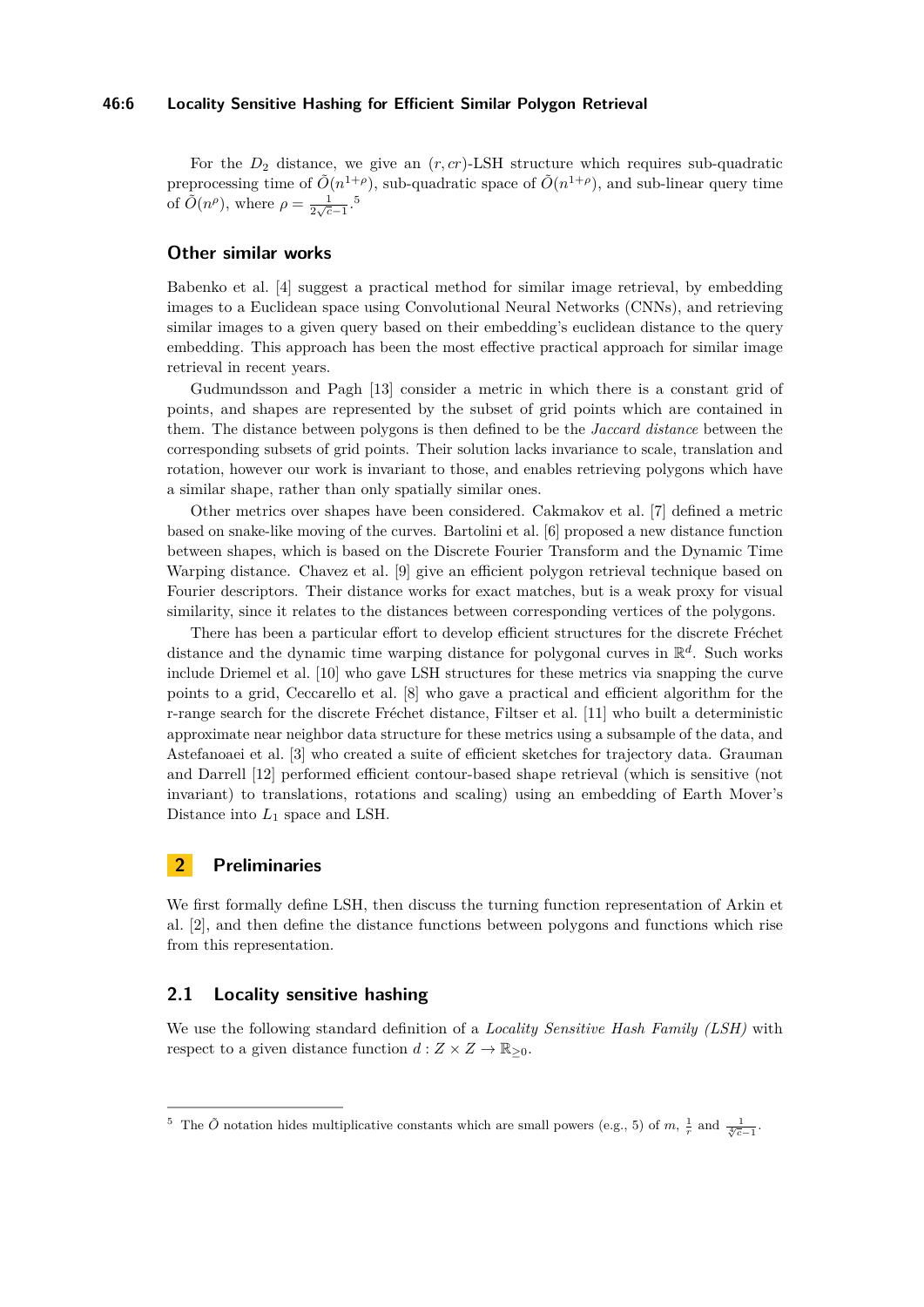For the $D_2$ distance, we give an $(r, cr)$-LSH structure which requires sub-quadratic preprocessing time of $\tilde{O}(n^{1+\rho})$, sub-quadratic space of $\tilde{O}(n^{1+\rho})$, and sub-linear query time of $\tilde{O}(n^{\rho})$, where $\rho = \frac{1}{2\sqrt{c}-1}$.[5]

## Other similar works

Babenko et al. [4] suggest a practical method for similar image retrieval, by embedding images to a Euclidean space using Convolutional Neural Networks (CNNs), and retrieving similar images to a given query based on their embedding's euclidean distance to the query embedding. This approach has been the most effective practical approach for similar image retrieval in recent years.

Gudmundsson and Pagh [13] consider a metric in which there is a constant grid of points, and shapes are represented by the subset of grid points which are contained in them. The distance between polygons is then defined to be the *Jaccard distance* between the corresponding subsets of grid points. Their solution lacks invariance to scale, translation and rotation, however our work is invariant to those, and enables retrieving polygons which have a similar shape, rather than only spatially similar ones.

Other metrics over shapes have been considered. Cakmakov et al. [7] defined a metric based on snake-like moving of the curves. Bartolini et al. [6] proposed a new distance function between shapes, which is based on the Discrete Fourier Transform and the Dynamic Time Warping distance. Chavez et al. [9] give an efficient polygon retrieval technique based on Fourier descriptors. Their distance works for exact matches, but is a weak proxy for visual similarity, since it relates to the distances between corresponding vertices of the polygons.

There has been a particular effort to develop efficient structures for the discrete Fréchet distance and the dynamic time warping distance for polygonal curves in $\mathbb{R}^d$. Such works include Driemel et al. [10] who gave LSH structures for these metrics via snapping the curve points to a grid, Ceccarello et al. [8] who gave a practical and efficient algorithm for the r-range search for the discrete Fréchet distance, Filtser et al. [11] who built a deterministic approximate near neighbor data structure for these metrics using a subsample of the data, and Astefanoaei et al. [3] who created a suite of efficient sketches for trajectory data. Grauman and Darrell [12] performed efficient contour-based shape retrieval (which is sensitive (not invariant) to translations, rotations and scaling) using an embedding of Earth Mover's Distance into $L_1$ space and LSH.

# 2 Preliminaries

We first formally define LSH, then discuss the turning function representation of Arkin et al. [2], and then define the distance functions between polygons and functions which rise from this representation.

## 2.1 Locality sensitive hashing

We use the following standard definition of a *Locality Sensitive Hash Family (LSH)* with respect to a given distance function $d : Z \times Z \to \mathbb{R}_{\geq 0}$.

---

[5] The $\tilde{O}$ notation hides multiplicative constants which are small powers (e.g., 5) of $m$, $\frac{1}{r}$ and $\frac{1}{\sqrt[4]{c}-1}$.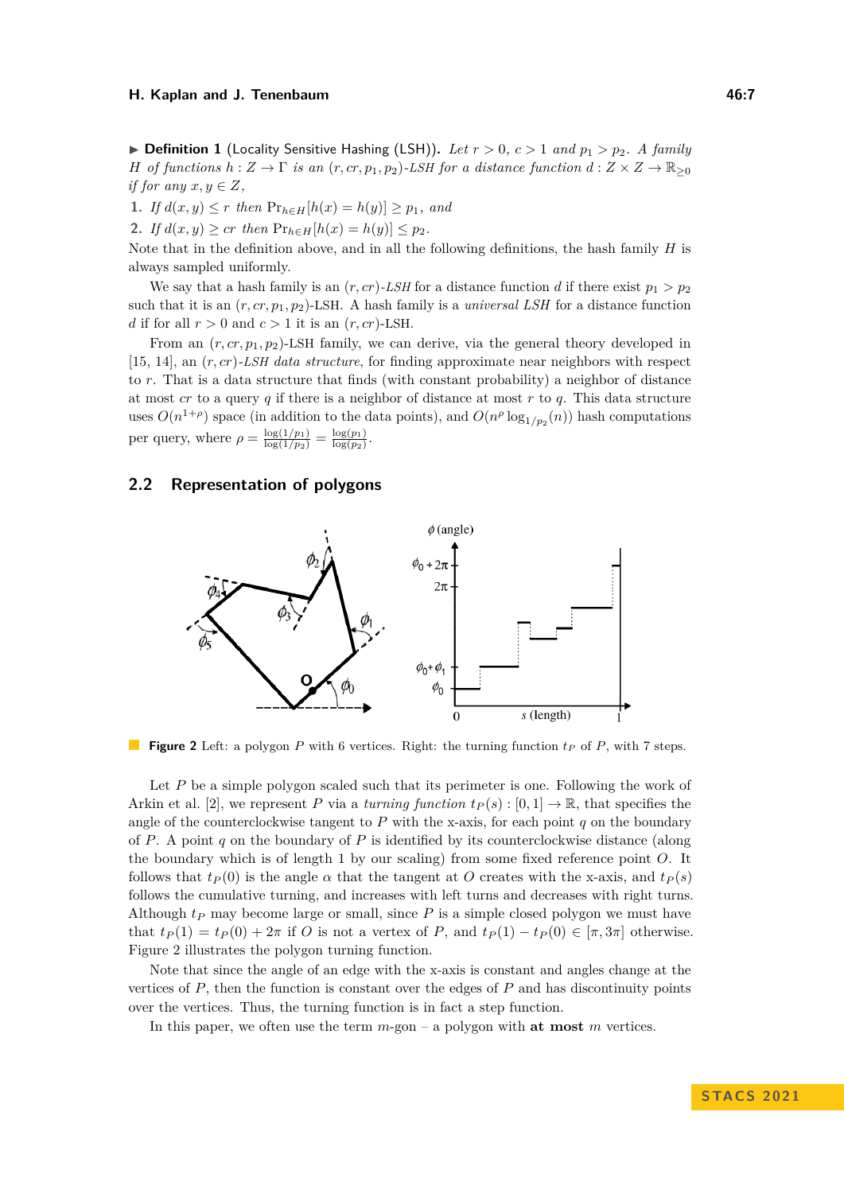▶ **Definition 1** (Locality Sensitive Hashing (LSH)). *Let $r > 0$, $c > 1$ and $p_1 > p_2$. A family $H$ of functions $h : Z \to \Gamma$ is an $(r, cr, p_1, p_2)$-LSH for a distance function $d : Z \times Z \to \mathbb{R}_{\geq 0}$ if for any $x, y \in Z$,*

1. *If $d(x, y) \leq r$ then $\Pr_{h \in H}[h(x) = h(y)] \geq p_1$, and*
2. *If $d(x, y) \geq cr$ then $\Pr_{h \in H}[h(x) = h(y)] \leq p_2$.*

Note that in the definition above, and in all the following definitions, the hash family $H$ is always sampled uniformly.

We say that a hash family is an $(r, cr)$-*LSH* for a distance function $d$ if there exist $p_1 > p_2$ such that it is an $(r, cr, p_1, p_2)$-LSH. A hash family is a *universal LSH* for a distance function $d$ if for all $r > 0$ and $c > 1$ it is an $(r, cr)$-LSH.

From an $(r, cr, p_1, p_2)$-LSH family, we can derive, via the general theory developed in [15, 14], an $(r, cr)$-*LSH data structure*, for finding approximate near neighbors with respect to $r$. That is a data structure that finds (with constant probability) a neighbor of distance at most $cr$ to a query $q$ if there is a neighbor of distance at most $r$ to $q$. This data structure uses $O(n^{1+\rho})$ space (in addition to the data points), and $O(n^{\rho} \log_{1/p_2}(n))$ hash computations per query, where $\rho = \frac{\log(1/p_1)}{\log(1/p_2)} = \frac{\log(p_1)}{\log(p_2)}$.

## 2.2 Representation of polygons

**Figure 2** Left: a polygon $P$ with 6 vertices. Right: the turning function $t_P$ of $P$, with 7 steps.

Let $P$ be a simple polygon scaled such that its perimeter is one. Following the work of Arkin et al. [2], we represent $P$ via a *turning function* $t_P(s) : [0, 1] \to \mathbb{R}$, that specifies the angle of the counterclockwise tangent to $P$ with the x-axis, for each point $q$ on the boundary of $P$. A point $q$ on the boundary of $P$ is identified by its counterclockwise distance (along the boundary which is of length 1 by our scaling) from some fixed reference point $O$. It follows that $t_P(0)$ is the angle $\alpha$ that the tangent at $O$ creates with the x-axis, and $t_P(s)$ follows the cumulative turning, and increases with left turns and decreases with right turns. Although $t_P$ may become large or small, since $P$ is a simple closed polygon we must have that $t_P(1) = t_P(0) + 2\pi$ if $O$ is not a vertex of $P$, and $t_P(1) - t_P(0) \in [\pi, 3\pi]$ otherwise. Figure 2 illustrates the polygon turning function.

Note that since the angle of an edge with the x-axis is constant and angles change at the vertices of $P$, then the function is constant over the edges of $P$ and has discontinuity points over the vertices. Thus, the turning function is in fact a step function.

In this paper, we often use the term $m$-gon – a polygon with **at most** $m$ vertices.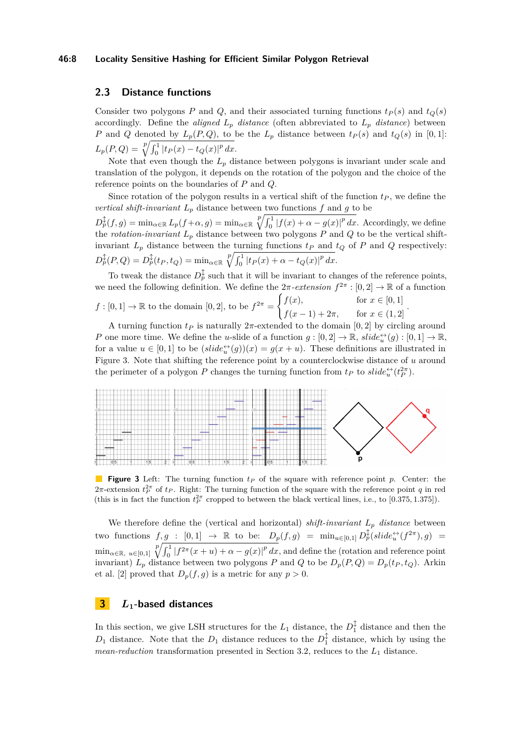## 2.3 Distance functions

Consider two polygons $P$ and $Q$, and their associated turning functions $t_P(s)$ and $t_Q(s)$ accordingly. Define the *aligned* $L_p$ *distance* (often abbreviated to $L_p$ *distance*) between $P$ and $Q$ denoted by $L_p(P,Q)$, to be the $L_p$ distance between $t_P(s)$ and $t_Q(s)$ in $[0,1]$: $L_p(P,Q) = \sqrt[p]{\int_0^1 |t_P(x) - t_Q(x)|^p\, dx}$.

Note that even though the $L_p$ distance between polygons is invariant under scale and translation of the polygon, it depends on the rotation of the polygon and the choice of the reference points on the boundaries of $P$ and $Q$.

Since rotation of the polygon results in a vertical shift of the function $t_P$, we define the *vertical shift-invariant* $L_p$ distance between two functions $f$ and $g$ to be $D_p^{\updownarrow}(f,g) = \min_{\alpha\in\mathbb{R}} L_p(f+\alpha, g) = \min_{\alpha\in\mathbb{R}} \sqrt[p]{\int_0^1 |f(x)+\alpha-g(x)|^p\, dx}$. Accordingly, we define the *rotation-invariant* $L_p$ distance between two polygons $P$ and $Q$ to be the vertical shift-invariant $L_p$ distance between the turning functions $t_P$ and $t_Q$ of $P$ and $Q$ respectively: $D_p^{\updownarrow}(P,Q) = D_p^{\updownarrow}(t_P,t_Q) = \min_{\alpha\in\mathbb{R}} \sqrt[p]{\int_0^1 |t_P(x)+\alpha-t_Q(x)|^p\, dx}$.

To tweak the distance $D_p^{\updownarrow}$ such that it will be invariant to changes of the reference points, we need the following definition. We define the $2\pi$-*extension* $f^{2\pi} : [0,2] \to \mathbb{R}$ of a function $f : [0,1] \to \mathbb{R}$ to the domain $[0,2]$, to be $f^{2\pi} = \begin{cases} f(x), & \text{for } x \in [0,1] \\ f(x-1)+2\pi, & \text{for } x \in (1,2] \end{cases}$.

A turning function $t_P$ is naturally $2\pi$-extended to the domain $[0,2]$ by circling around $P$ one more time. We define the $u$-slide of a function $g : [0,2] \to \mathbb{R}$, $slide_u^{\leftrightarrow}(g) : [0,1] \to \mathbb{R}$, for a value $u \in [0,1]$ to be $(slide_u^{\leftrightarrow}(g))(x) = g(x+u)$. These definitions are illustrated in Figure 3. Note that shifting the reference point by a counterclockwise distance of $u$ around the perimeter of a polygon $P$ changes the turning function from $t_P$ to $slide_u^{\leftrightarrow}(t_P^{2\pi})$.

**Figure 3** Left: The turning function $t_P$ of the square with reference point $p$. Center: the $2\pi$-extension $t_P^{2\pi}$ of $t_P$. Right: The turning function of the square with the reference point $q$ in red (this is in fact the function $t_P^{2\pi}$ cropped to between the black vertical lines, i.e., to $[0.375, 1.375]$).

We therefore define the (vertical and horizontal) *shift-invariant* $L_p$ *distance* between two functions $f, g : [0,1] \to \mathbb{R}$ to be: $D_p(f,g) = \min_{u\in[0,1]} D_p^{\updownarrow}(slide_u^{\leftrightarrow}(f^{2\pi}), g) = \min_{\alpha\in\mathbb{R},\ u\in[0,1]} \sqrt[p]{\int_0^1 |f^{2\pi}(x+u)+\alpha-g(x)|^p\, dx}$, and define the (rotation and reference point invariant) $L_p$ distance between two polygons $P$ and $Q$ to be $D_p(P,Q) = D_p(t_P,t_Q)$. Arkin et al. [2] proved that $D_p(f,g)$ is a metric for any $p > 0$.

# 3 $L_1$-based distances

In this section, we give LSH structures for the $L_1$ distance, the $D_1^{\updownarrow}$ distance and then the $D_1$ distance. Note that the $D_1$ distance reduces to the $D_1^{\updownarrow}$ distance, which by using the *mean-reduction* transformation presented in Section 3.2, reduces to the $L_1$ distance.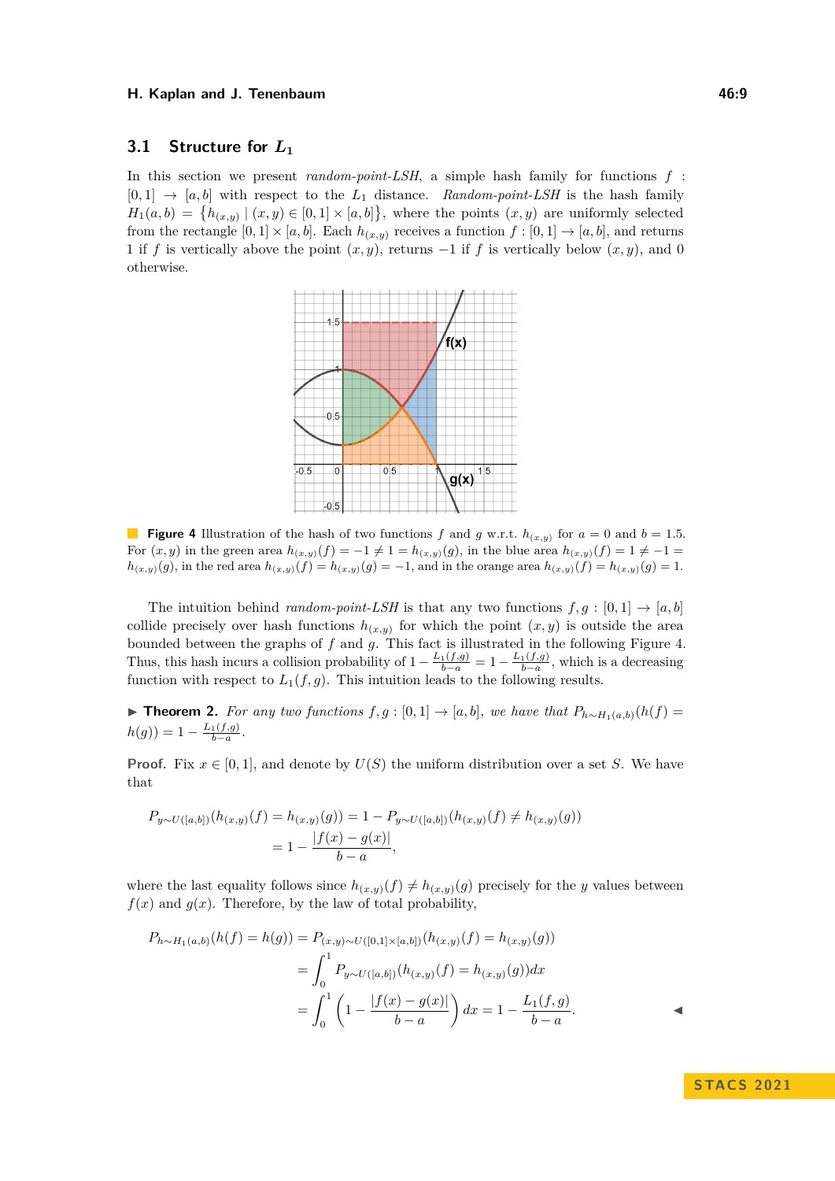### 3.1 Structure for $L_1$

In this section we present *random-point-LSH*, a simple hash family for functions $f : [0,1] \to [a,b]$ with respect to the $L_1$ distance. *Random-point-LSH* is the hash family $H_1(a,b) = \{h_{(x,y)} \mid (x,y) \in [0,1] \times [a,b]\}$, where the points $(x,y)$ are uniformly selected from the rectangle $[0,1] \times [a,b]$. Each $h_{(x,y)}$ receives a function $f : [0,1] \to [a,b]$, and returns 1 if $f$ is vertically above the point $(x,y)$, returns $-1$ if $f$ is vertically below $(x,y)$, and 0 otherwise.

**Figure 4** Illustration of the hash of two functions $f$ and $g$ w.r.t. $h_{(x,y)}$ for $a = 0$ and $b = 1.5$. For $(x,y)$ in the green area $h_{(x,y)}(f) = -1 \neq 1 = h_{(x,y)}(g)$, in the blue area $h_{(x,y)}(f) = 1 \neq -1 = h_{(x,y)}(g)$, in the red area $h_{(x,y)}(f) = h_{(x,y)}(g) = -1$, and in the orange area $h_{(x,y)}(f) = h_{(x,y)}(g) = 1$.

The intuition behind *random-point-LSH* is that any two functions $f, g : [0,1] \to [a,b]$ collide precisely over hash functions $h_{(x,y)}$ for which the point $(x,y)$ is outside the area bounded between the graphs of $f$ and $g$. This fact is illustrated in the following Figure 4. Thus, this hash incurs a collision probability of $1 - \frac{L_1(f,g)}{b-a} = 1 - \frac{L_1(f,g)}{b-a}$, which is a decreasing function with respect to $L_1(f,g)$. This intuition leads to the following results.

▶ **Theorem 2.** *For any two functions $f, g : [0,1] \to [a,b]$, we have that $P_{h \sim H_1(a,b)}(h(f) = h(g)) = 1 - \frac{L_1(f,g)}{b-a}$.*

**Proof.** Fix $x \in [0,1]$, and denote by $U(S)$ the uniform distribution over a set $S$. We have that

$$
\begin{aligned}
P_{y \sim U([a,b])}(h_{(x,y)}(f) = h_{(x,y)}(g)) &= 1 - P_{y \sim U([a,b])}(h_{(x,y)}(f) \neq h_{(x,y)}(g)) \\
&= 1 - \frac{|f(x) - g(x)|}{b-a},
\end{aligned}
$$

where the last equality follows since $h_{(x,y)}(f) \neq h_{(x,y)}(g)$ precisely for the $y$ values between $f(x)$ and $g(x)$. Therefore, by the law of total probability,

$$
\begin{aligned}
P_{h \sim H_1(a,b)}(h(f) = h(g)) &= P_{(x,y) \sim U([0,1] \times [a,b])}(h_{(x,y)}(f) = h_{(x,y)}(g)) \\
&= \int_0^1 P_{y \sim U([a,b])}(h_{(x,y)}(f) = h_{(x,y)}(g)) dx \\
&= \int_0^1 \left(1 - \frac{|f(x) - g(x)|}{b-a}\right) dx = 1 - \frac{L_1(f,g)}{b-a}.
\end{aligned}
$$

◀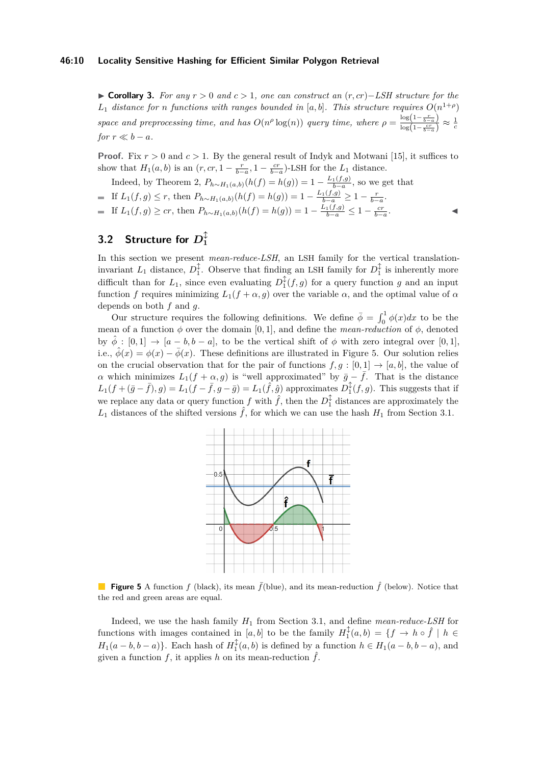▶ **Corollary 3.** *For any $r > 0$ and $c > 1$, one can construct an $(r, cr)-$LSH structure for the $L_1$ distance for $n$ functions with ranges bounded in $[a, b]$. This structure requires $O(n^{1+\rho})$ space and preprocessing time, and has $O(n^\rho \log(n))$ query time, where $\rho = \frac{\log\left(1-\frac{r}{b-a}\right)}{\log\left(1-\frac{cr}{b-a}\right)} \approx \frac{1}{c}$ for $r \ll b - a$.*

**Proof.** Fix $r > 0$ and $c > 1$. By the general result of Indyk and Motwani [15], it suffices to show that $H_1(a, b)$ is an $(r, cr, 1 - \frac{r}{b-a}, 1 - \frac{cr}{b-a})$-LSH for the $L_1$ distance.

Indeed, by Theorem 2, $P_{h\sim H_1(a,b)}(h(f) = h(g)) = 1 - \frac{L_1(f,g)}{b-a}$, so we get that

- If $L_1(f, g) \leq r$, then $P_{h\sim H_1(a,b)}(h(f) = h(g)) = 1 - \frac{L_1(f,g)}{b-a} \geq 1 - \frac{r}{b-a}$.
- If $L_1(f, g) \geq cr$, then $P_{h\sim H_1(a,b)}(h(f) = h(g)) = 1 - \frac{L_1(f,g)}{b-a} \leq 1 - \frac{cr}{b-a}$. ◀

## 3.2 Structure for $D_1^{\updownarrow}$

In this section we present *mean-reduce-LSH*, an LSH family for the vertical translation-invariant $L_1$ distance, $D_1^{\updownarrow}$. Observe that finding an LSH family for $D_1^{\updownarrow}$ is inherently more difficult than for $L_1$, since even evaluating $D_1^{\updownarrow}(f, g)$ for a query function $g$ and an input function $f$ requires minimizing $L_1(f + \alpha, g)$ over the variable $\alpha$, and the optimal value of $\alpha$ depends on both $f$ and $g$.

Our structure requires the following definitions. We define $\bar{\phi} = \int_0^1 \phi(x)dx$ to be the mean of a function $\phi$ over the domain $[0, 1]$, and define the *mean-reduction* of $\phi$, denoted by $\hat{\phi} : [0, 1] \to [a - b, b - a]$, to be the vertical shift of $\phi$ with zero integral over $[0, 1]$, i.e., $\hat{\phi}(x) = \phi(x) - \bar{\phi}(x)$. These definitions are illustrated in Figure 5. Our solution relies on the crucial observation that for the pair of functions $f, g : [0, 1] \to [a, b]$, the value of $\alpha$ which minimizes $L_1(f + \alpha, g)$ is "well approximated" by $\bar{g} - \bar{f}$. That is the distance $L_1(f + (\bar{g} - \bar{f}), g) = L_1(f - \bar{f}, g - \bar{g}) = L_1(\hat{f}, \hat{g})$ approximates $D_1^{\updownarrow}(f, g)$. This suggests that if we replace any data or query function $f$ with $\hat{f}$, then the $D_1^{\updownarrow}$ distances are approximately the $L_1$ distances of the shifted versions $\hat{f}$, for which we can use the hash $H_1$ from Section 3.1.

**Figure 5** A function $f$ (black), its mean $\bar{f}$(blue), and its mean-reduction $\hat{f}$ (below). Notice that the red and green areas are equal.

Indeed, we use the hash family $H_1$ from Section 3.1, and define *mean-reduce-LSH* for functions with images contained in $[a, b]$ to be the family $H_1^{\updownarrow}(a, b) = \{f \to h \circ \hat{f} \mid h \in H_1(a - b, b - a)\}$. Each hash of $H_1^{\updownarrow}(a, b)$ is defined by a function $h \in H_1(a - b, b - a)$, and given a function $f$, it applies $h$ on its mean-reduction $\hat{f}$.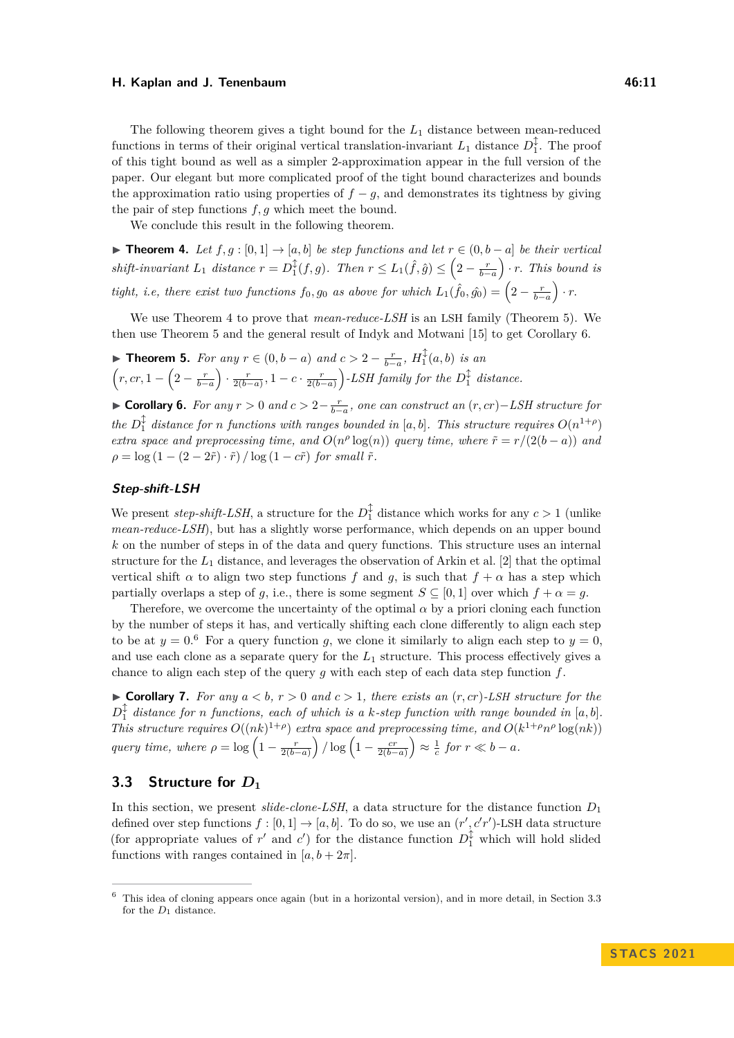The following theorem gives a tight bound for the $L_1$ distance between mean-reduced functions in terms of their original vertical translation-invariant $L_1$ distance $D_1^{\updownarrow}$. The proof of this tight bound as well as a simpler 2-approximation appear in the full version of the paper. Our elegant but more complicated proof of the tight bound characterizes and bounds the approximation ratio using properties of $f - g$, and demonstrates its tightness by giving the pair of step functions $f, g$ which meet the bound.

We conclude this result in the following theorem.

▶ **Theorem 4.** *Let $f, g : [0,1] \to [a,b]$ be step functions and let $r \in (0, b-a]$ be their vertical shift-invariant $L_1$ distance $r = D_1^{\updownarrow}(f,g)$. Then $r \leq L_1(\hat{f}, \hat{g}) \leq \left(2 - \frac{r}{b-a}\right) \cdot r$. This bound is tight, i.e, there exist two functions $f_0, g_0$ as above for which $L_1(\hat{f_0}, \hat{g_0}) = \left(2 - \frac{r}{b-a}\right) \cdot r$.*

We use Theorem 4 to prove that *mean-reduce-LSH* is an LSH family (Theorem 5). We then use Theorem 5 and the general result of Indyk and Motwani [15] to get Corollary 6.

▶ **Theorem 5.** *For any $r \in (0, b-a)$ and $c > 2 - \frac{r}{b-a}$, $H_1^{\updownarrow}(a,b)$ is an $\left(r, cr, 1 - \left(2 - \frac{r}{b-a}\right) \cdot \frac{r}{2(b-a)}, 1 - c \cdot \frac{r}{2(b-a)}\right)$-LSH family for the $D_1^{\updownarrow}$ distance.*

▶ **Corollary 6.** *For any $r > 0$ and $c > 2 - \frac{r}{b-a}$, one can construct an $(r, cr)-$LSH structure for the $D_1^{\updownarrow}$ distance for $n$ functions with ranges bounded in $[a,b]$. This structure requires $O(n^{1+\rho})$ extra space and preprocessing time, and $O(n^{\rho} \log(n))$ query time, where $\tilde{r} = r/(2(b-a))$ and $\rho = \log\left(1 - (2 - 2\tilde{r}) \cdot \tilde{r}\right) / \log\left(1 - c\tilde{r}\right)$ for small $\tilde{r}$.*

#### *Step-shift-LSH*

We present *step-shift-LSH*, a structure for the $D_1^{\updownarrow}$ distance which works for any $c > 1$ (unlike *mean-reduce-LSH*), but has a slightly worse performance, which depends on an upper bound $k$ on the number of steps in of the data and query functions. This structure uses an internal structure for the $L_1$ distance, and leverages the observation of Arkin et al. [2] that the optimal vertical shift $\alpha$ to align two step functions $f$ and $g$, is such that $f + \alpha$ has a step which partially overlaps a step of $g$, i.e., there is some segment $S \subseteq [0,1]$ over which $f + \alpha = g$.

Therefore, we overcome the uncertainty of the optimal $\alpha$ by a priori cloning each function by the number of steps it has, and vertically shifting each clone differently to align each step to be at $y = 0$.[6] For a query function $g$, we clone it similarly to align each step to $y = 0$, and use each clone as a separate query for the $L_1$ structure. This process effectively gives a chance to align each step of the query $g$ with each step of each data step function $f$.

▶ **Corollary 7.** *For any $a < b$, $r > 0$ and $c > 1$, there exists an $(r, cr)$-LSH structure for the $D_1^{\updownarrow}$ distance for $n$ functions, each of which is a $k$-step function with range bounded in $[a,b]$. This structure requires $O((nk)^{1+\rho})$ extra space and preprocessing time, and $O(k^{1+\rho} n^{\rho} \log(nk))$ query time, where $\rho = \log\left(1 - \frac{r}{2(b-a)}\right) / \log\left(1 - \frac{cr}{2(b-a)}\right) \approx \frac{1}{c}$ for $r \ll b - a$.*

### 3.3 Structure for $D_1$

In this section, we present *slide-clone-LSH*, a data structure for the distance function $D_1$ defined over step functions $f : [0,1] \to [a,b]$. To do so, we use an $(r', c'r')$-LSH data structure (for appropriate values of $r'$ and $c'$) for the distance function $D_1^{\updownarrow}$ which will hold slided functions with ranges contained in $[a, b + 2\pi]$.

---

[6] This idea of cloning appears once again (but in a horizontal version), and in more detail, in Section 3.3 for the $D_1$ distance.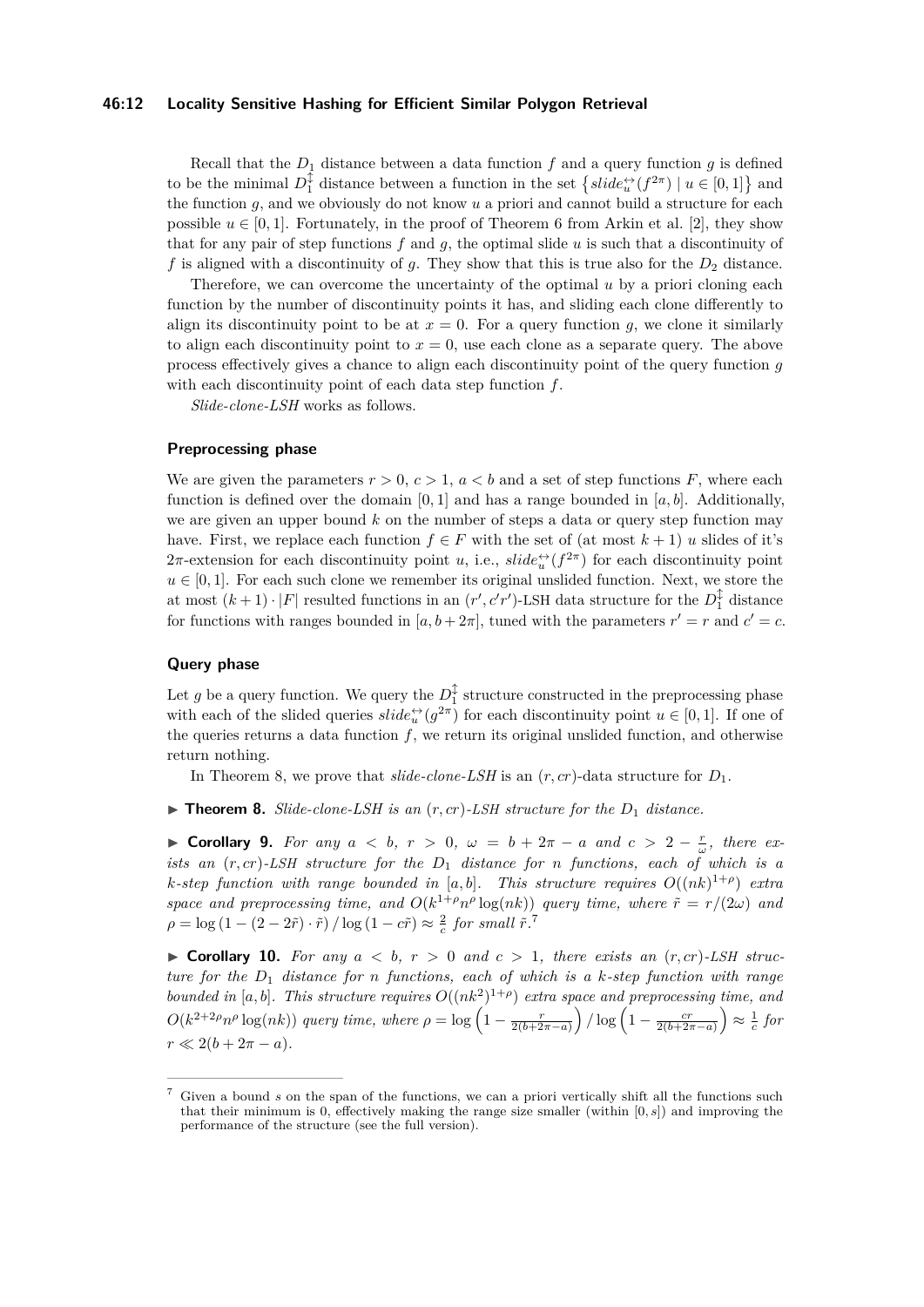Recall that the $D_1$ distance between a data function $f$ and a query function $g$ is defined to be the minimal $D_1^{\updownarrow}$ distance between a function in the set $\left\{slide_u^{\leftrightarrow}(f^{2\pi}) \mid u \in [0,1]\right\}$ and the function $g$, and we obviously do not know $u$ a priori and cannot build a structure for each possible $u \in [0,1]$. Fortunately, in the proof of Theorem 6 from Arkin et al. [2], they show that for any pair of step functions $f$ and $g$, the optimal slide $u$ is such that a discontinuity of $f$ is aligned with a discontinuity of $g$. They show that this is true also for the $D_2$ distance.

Therefore, we can overcome the uncertainty of the optimal $u$ by a priori cloning each function by the number of discontinuity points it has, and sliding each clone differently to align its discontinuity point to be at $x = 0$. For a query function $g$, we clone it similarly to align each discontinuity point to $x = 0$, use each clone as a separate query. The above process effectively gives a chance to align each discontinuity point of the query function $g$ with each discontinuity point of each data step function $f$.

*Slide-clone-LSH* works as follows.

### Preprocessing phase

We are given the parameters $r > 0$, $c > 1$, $a < b$ and a set of step functions $F$, where each function is defined over the domain $[0,1]$ and has a range bounded in $[a,b]$. Additionally, we are given an upper bound $k$ on the number of steps a data or query step function may have. First, we replace each function $f \in F$ with the set of (at most $k+1$) $u$ slides of it's $2\pi$-extension for each discontinuity point $u$, i.e., $slide_u^{\leftrightarrow}(f^{2\pi})$ for each discontinuity point $u \in [0,1]$. For each such clone we remember its original unslided function. Next, we store the at most $(k+1) \cdot |F|$ resulted functions in an $(r', c'r')$-LSH data structure for the $D_1^{\updownarrow}$ distance for functions with ranges bounded in $[a, b+2\pi]$, tuned with the parameters $r' = r$ and $c' = c$.

### Query phase

Let $g$ be a query function. We query the $D_1^{\updownarrow}$ structure constructed in the preprocessing phase with each of the slided queries $slide_u^{\leftrightarrow}(g^{2\pi})$ for each discontinuity point $u \in [0,1]$. If one of the queries returns a data function $f$, we return its original unslided function, and otherwise return nothing.

In Theorem 8, we prove that *slide-clone-LSH* is an $(r, cr)$-data structure for $D_1$.

▶ **Theorem 8.** *Slide-clone-LSH is an $(r, cr)$-LSH structure for the $D_1$ distance.*

▶ **Corollary 9.** *For any $a < b$, $r > 0$, $\omega = b + 2\pi - a$ and $c > 2 - \frac{r}{\omega}$, there exists an $(r, cr)$-LSH structure for the $D_1$ distance for $n$ functions, each of which is a $k$-step function with range bounded in $[a,b]$. This structure requires $O((nk)^{1+\rho})$ extra space and preprocessing time, and $O(k^{1+\rho} n^{\rho} \log(nk))$ query time, where $\tilde{r} = r/(2\omega)$ and $\rho = \log\left(1 - (2 - 2\tilde{r}) \cdot \tilde{r}\right) / \log\left(1 - c\tilde{r}\right) \approx \frac{2}{c}$ for small $\tilde{r}$.*[7]

▶ **Corollary 10.** *For any $a < b$, $r > 0$ and $c > 1$, there exists an $(r, cr)$-LSH structure for the $D_1$ distance for $n$ functions, each of which is a $k$-step function with range bounded in $[a,b]$. This structure requires $O((nk^2)^{1+\rho})$ extra space and preprocessing time, and $O(k^{2+2\rho} n^{\rho} \log(nk))$ query time, where $\rho = \log\left(1 - \frac{r}{2(b+2\pi-a)}\right) / \log\left(1 - \frac{cr}{2(b+2\pi-a)}\right) \approx \frac{1}{c}$ for $r \ll 2(b + 2\pi - a)$.*

---

[7] Given a bound $s$ on the span of the functions, we can a priori vertically shift all the functions such that their minimum is 0, effectively making the range size smaller (within $[0,s]$) and improving the performance of the structure (see the full version).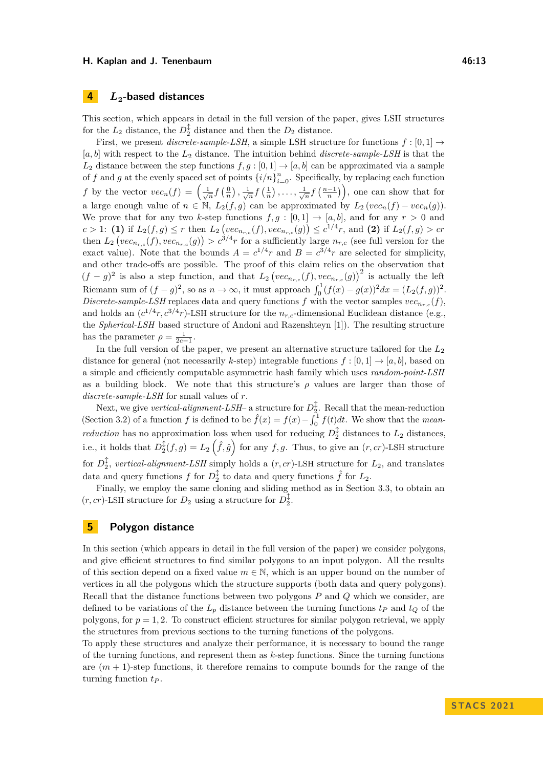## 4 $L_2$-based distances

This section, which appears in detail in the full version of the paper, gives LSH structures for the $L_2$ distance, the $D_2^{\updownarrow}$ distance and then the $D_2$ distance.

First, we present *discrete-sample-LSH*, a simple LSH structure for functions $f : [0,1] \to [a,b]$ with respect to the $L_2$ distance. The intuition behind *discrete-sample-LSH* is that the $L_2$ distance between the step functions $f, g : [0,1] \to [a,b]$ can be approximated via a sample of $f$ and $g$ at the evenly spaced set of points $\{i/n\}_{i=0}^{n}$. Specifically, by replacing each function $f$ by the vector $vec_n(f) = \left(\frac{1}{\sqrt{n}} f\left(\frac{0}{n}\right), \frac{1}{\sqrt{n}} f\left(\frac{1}{n}\right), \ldots, \frac{1}{\sqrt{n}} f\left(\frac{n-1}{n}\right)\right)$, one can show that for a large enough value of $n \in \mathbb{N}$, $L_2(f,g)$ can be approximated by $L_2\left(vec_n(f) - vec_n(g)\right)$. We prove that for any two $k$-step functions $f, g : [0,1] \to [a,b]$, and for any $r > 0$ and $c > 1$: **(1)** if $L_2(f,g) \leq r$ then $L_2\left(vec_{n_{r,c}}(f), vec_{n_{r,c}}(g)\right) \leq c^{1/4} r$, and **(2)** if $L_2(f,g) > cr$ then $L_2\left(vec_{n_{r,c}}(f), vec_{n_{r,c}}(g)\right) > c^{3/4} r$ for a sufficiently large $n_{r,c}$ (see full version for the exact value). Note that the bounds $A = c^{1/4} r$ and $B = c^{3/4} r$ are selected for simplicity, and other trade-offs are possible. The proof of this claim relies on the observation that $(f-g)^2$ is also a step function, and that $L_2\left(vec_{n_{r,c}}(f), vec_{n_{r,c}}(g)\right)^2$ is actually the left Riemann sum of $(f-g)^2$, so as $n \to \infty$, it must approach $\int_0^1 (f(x) - g(x))^2 dx = (L_2(f,g))^2$. *Discrete-sample-LSH* replaces data and query functions $f$ with the vector samples $vec_{n_{r,c}}(f)$, and holds an $(c^{1/4} r, c^{3/4} r)$-LSH structure for the $n_{r,c}$-dimensional Euclidean distance (e.g., the *Spherical-LSH* based structure of Andoni and Razenshteyn [1]). The resulting structure has the parameter $\rho = \frac{1}{2c-1}$.

In the full version of the paper, we present an alternative structure tailored for the $L_2$ distance for general (not necessarily $k$-step) integrable functions $f : [0,1] \to [a,b]$, based on a simple and efficiently computable asymmetric hash family which uses *random-point-LSH* as a building block. We note that this structure's $\rho$ values are larger than those of *discrete-sample-LSH* for small values of $r$.

Next, we give *vertical-alignment-LSH*– a structure for $D_2^{\updownarrow}$. Recall that the mean-reduction (Section 3.2) of a function $f$ is defined to be $\hat{f}(x) = f(x) - \int_0^1 f(t)dt$. We show that the *mean-reduction* has no approximation loss when used for reducing $D_2^{\updownarrow}$ distances to $L_2$ distances, i.e., it holds that $D_2^{\updownarrow}(f,g) = L_2\left(\hat{f}, \hat{g}\right)$ for any $f, g$. Thus, to give an $(r, cr)$-LSH structure for $D_2^{\updownarrow}$, *vertical-alignment-LSH* simply holds a $(r, cr)$-LSH structure for $L_2$, and translates data and query functions $f$ for $D_2^{\updownarrow}$ to data and query functions $\hat{f}$ for $L_2$.

Finally, we employ the same cloning and sliding method as in Section 3.3, to obtain an $(r, cr)$-LSH structure for $D_2$ using a structure for $D_2^{\updownarrow}$.

## 5 Polygon distance

In this section (which appears in detail in the full version of the paper) we consider polygons, and give efficient structures to find similar polygons to an input polygon. All the results of this section depend on a fixed value $m \in \mathbb{N}$, which is an upper bound on the number of vertices in all the polygons which the structure supports (both data and query polygons). Recall that the distance functions between two polygons $P$ and $Q$ which we consider, are defined to be variations of the $L_p$ distance between the turning functions $t_P$ and $t_Q$ of the polygons, for $p = 1, 2$. To construct efficient structures for similar polygon retrieval, we apply the structures from previous sections to the turning functions of the polygons.

To apply these structures and analyze their performance, it is necessary to bound the range of the turning functions, and represent them as $k$-step functions. Since the turning functions are $(m+1)$-step functions, it therefore remains to compute bounds for the range of the turning function $t_P$.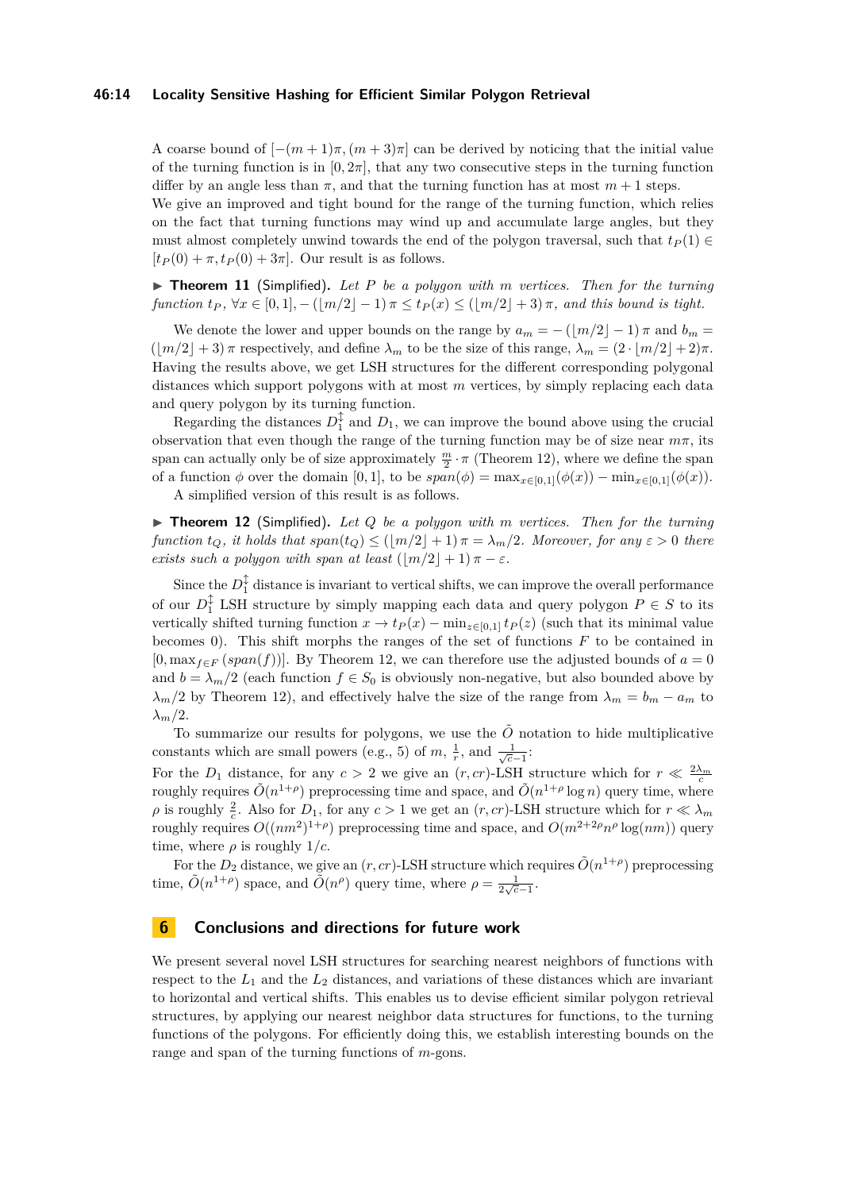A coarse bound of $[-(m+1)\pi, (m+3)\pi]$ can be derived by noticing that the initial value of the turning function is in $[0, 2\pi]$, that any two consecutive steps in the turning function differ by an angle less than $\pi$, and that the turning function has at most $m+1$ steps.
We give an improved and tight bound for the range of the turning function, which relies on the fact that turning functions may wind up and accumulate large angles, but they must almost completely unwind towards the end of the polygon traversal, such that $t_P(1) \in [t_P(0)+\pi, t_P(0)+3\pi]$. Our result is as follows.

▶ **Theorem 11** (Simplified). *Let $P$ be a polygon with $m$ vertices. Then for the turning function $t_P$, $\forall x \in [0,1], -(\lfloor m/2 \rfloor - 1)\pi \leq t_P(x) \leq (\lfloor m/2 \rfloor + 3)\pi$, and this bound is tight.*

We denote the lower and upper bounds on the range by $a_m = -(\lfloor m/2 \rfloor - 1)\pi$ and $b_m = (\lfloor m/2 \rfloor + 3)\pi$ respectively, and define $\lambda_m$ to be the size of this range, $\lambda_m = (2 \cdot \lfloor m/2 \rfloor + 2)\pi$. Having the results above, we get LSH structures for the different corresponding polygonal distances which support polygons with at most $m$ vertices, by simply replacing each data and query polygon by its turning function.

Regarding the distances $D_1^{\updownarrow}$ and $D_1$, we can improve the bound above using the crucial observation that even though the range of the turning function may be of size near $m\pi$, its span can actually only be of size approximately $\frac{m}{2} \cdot \pi$ (Theorem 12), where we define the span of a function $\phi$ over the domain $[0,1]$, to be $span(\phi) = \max_{x\in[0,1]}(\phi(x)) - \min_{x\in[0,1]}(\phi(x))$.

A simplified version of this result is as follows.

▶ **Theorem 12** (Simplified). *Let $Q$ be a polygon with $m$ vertices. Then for the turning function $t_Q$, it holds that $span(t_Q) \leq (\lfloor m/2 \rfloor + 1)\pi = \lambda_m/2$. Moreover, for any $\varepsilon > 0$ there exists such a polygon with span at least $(\lfloor m/2 \rfloor + 1)\pi - \varepsilon$.*

Since the $D_1^{\updownarrow}$ distance is invariant to vertical shifts, we can improve the overall performance of our $D_1^{\updownarrow}$ LSH structure by simply mapping each data and query polygon $P \in S$ to its vertically shifted turning function $x \to t_P(x) - \min_{z\in[0,1]} t_P(z)$ (such that its minimal value becomes 0). This shift morphs the ranges of the set of functions $F$ to be contained in $[0, \max_{f\in F}(span(f))]$. By Theorem 12, we can therefore use the adjusted bounds of $a = 0$ and $b = \lambda_m/2$ (each function $f \in S_0$ is obviously non-negative, but also bounded above by $\lambda_m/2$ by Theorem 12), and effectively halve the size of the range from $\lambda_m = b_m - a_m$ to $\lambda_m/2$.

To summarize our results for polygons, we use the $\tilde{O}$ notation to hide multiplicative constants which are small powers (e.g., 5) of $m$, $\frac{1}{r}$, and $\frac{1}{\sqrt{c}-1}$:
For the $D_1$ distance, for any $c > 2$ we give an $(r, cr)$-LSH structure which for $r \ll \frac{2\lambda_m}{c}$ roughly requires $\tilde{O}(n^{1+\rho})$ preprocessing time and space, and $\tilde{O}(n^{1+\rho}\log n)$ query time, where $\rho$ is roughly $\frac{2}{c}$. Also for $D_1$, for any $c > 1$ we get an $(r, cr)$-LSH structure which for $r \ll \lambda_m$ roughly requires $O((nm^2)^{1+\rho})$ preprocessing time and space, and $O(m^{2+2\rho}n^{\rho}\log(nm))$ query time, where $\rho$ is roughly $1/c$.

For the $D_2$ distance, we give an $(r, cr)$-LSH structure which requires $\tilde{O}(n^{1+\rho})$ preprocessing time, $\tilde{O}(n^{1+\rho})$ space, and $\tilde{O}(n^{\rho})$ query time, where $\rho = \frac{1}{2\sqrt{c}-1}$.

## 6 Conclusions and directions for future work

We present several novel LSH structures for searching nearest neighbors of functions with respect to the $L_1$ and the $L_2$ distances, and variations of these distances which are invariant to horizontal and vertical shifts. This enables us to devise efficient similar polygon retrieval structures, by applying our nearest neighbor data structures for functions, to the turning functions of the polygons. For efficiently doing this, we establish interesting bounds on the range and span of the turning functions of $m$-gons.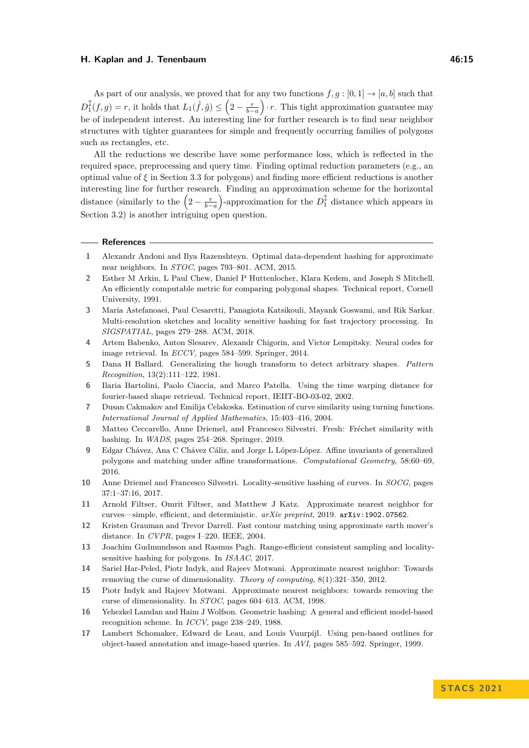As part of our analysis, we proved that for any two functions $f, g : [0,1] \to [a,b]$ such that $D_1^{\updownarrow}(f,g) = r$, it holds that $L_1(\hat{f}, \hat{g}) \leq \left(2 - \frac{r}{b-a}\right) \cdot r$. This tight approximation guarantee may be of independent interest. An interesting line for further research is to find near neighbor structures with tighter guarantees for simple and frequently occurring families of polygons such as rectangles, etc.

All the reductions we describe have some performance loss, which is reflected in the required space, preprocessing and query time. Finding optimal reduction parameters (e.g., an optimal value of $\xi$ in Section 3.3 for polygons) and finding more efficient reductions is another interesting line for further research. Finding an approximation scheme for the horizontal distance (similarly to the $\left(2 - \frac{r}{b-a}\right)$-approximation for the $D_1^{\updownarrow}$ distance which appears in Section 3.2) is another intriguing open question.

## References

1. Alexandr Andoni and Ilya Razenshteyn. Optimal data-dependent hashing for approximate near neighbors. In *STOC*, pages 793–801. ACM, 2015.
2. Esther M Arkin, L Paul Chew, Daniel P Huttenlocher, Klara Kedem, and Joseph S Mitchell. An efficiently computable metric for comparing polygonal shapes. Technical report, Cornell University, 1991.
3. Maria Astefanoaei, Paul Cesaretti, Panagiota Katsikouli, Mayank Goswami, and Rik Sarkar. Multi-resolution sketches and locality sensitive hashing for fast trajectory processing. In *SIGSPATIAL*, pages 279–288. ACM, 2018.
4. Artem Babenko, Anton Slesarev, Alexandr Chigorin, and Victor Lempitsky. Neural codes for image retrieval. In *ECCV*, pages 584–599. Springer, 2014.
5. Dana H Ballard. Generalizing the hough transform to detect arbitrary shapes. *Pattern Recognition*, 13(2):111–122, 1981.
6. Ilaria Bartolini, Paolo Ciaccia, and Marco Patella. Using the time warping distance for fourier-based shape retrieval. Technical report, IEIIT-BO-03-02, 2002.
7. Dusan Cakmakov and Emilija Celakoska. Estimation of curve similarity using turning functions. *International Journal of Applied Mathematics*, 15:403–416, 2004.
8. Matteo Ceccarello, Anne Driemel, and Francesco Silvestri. Fresh: Fréchet similarity with hashing. In *WADS*, pages 254–268. Springer, 2019.
9. Edgar Chávez, Ana C Chávez Cáliz, and Jorge L López-López. Affine invariants of generalized polygons and matching under affine transformations. *Computational Geometry*, 58:60–69, 2016.
10. Anne Driemel and Francesco Silvestri. Locality-sensitive hashing of curves. In *SOCG*, pages 37:1–37:16, 2017.
11. Arnold Filtser, Omrit Filtser, and Matthew J Katz. Approximate nearest neighbor for curves—simple, efficient, and deterministic. *arXiv preprint*, 2019. `arXiv:1902.07562`.
12. Kristen Grauman and Trevor Darrell. Fast contour matching using approximate earth mover's distance. In *CVPR*, pages I–220. IEEE, 2004.
13. Joachim Gudmundsson and Rasmus Pagh. Range-efficient consistent sampling and locality-sensitive hashing for polygons. In *ISAAC*, 2017.
14. Sariel Har-Peled, Piotr Indyk, and Rajeev Motwani. Approximate nearest neighbor: Towards removing the curse of dimensionality. *Theory of computing*, 8(1):321–350, 2012.
15. Piotr Indyk and Rajeev Motwani. Approximate nearest neighbors: towards removing the curse of dimensionality. In *STOC*, pages 604–613. ACM, 1998.
16. Yehezkel Lamdan and Haim J Wolfson. Geometric hashing: A general and efficient model-based recognition scheme. In *ICCV*, page 238–249, 1988.
17. Lambert Schomaker, Edward de Leau, and Louis Vuurpijl. Using pen-based outlines for object-based annotation and image-based queries. In *AVI*, pages 585–592. Springer, 1999.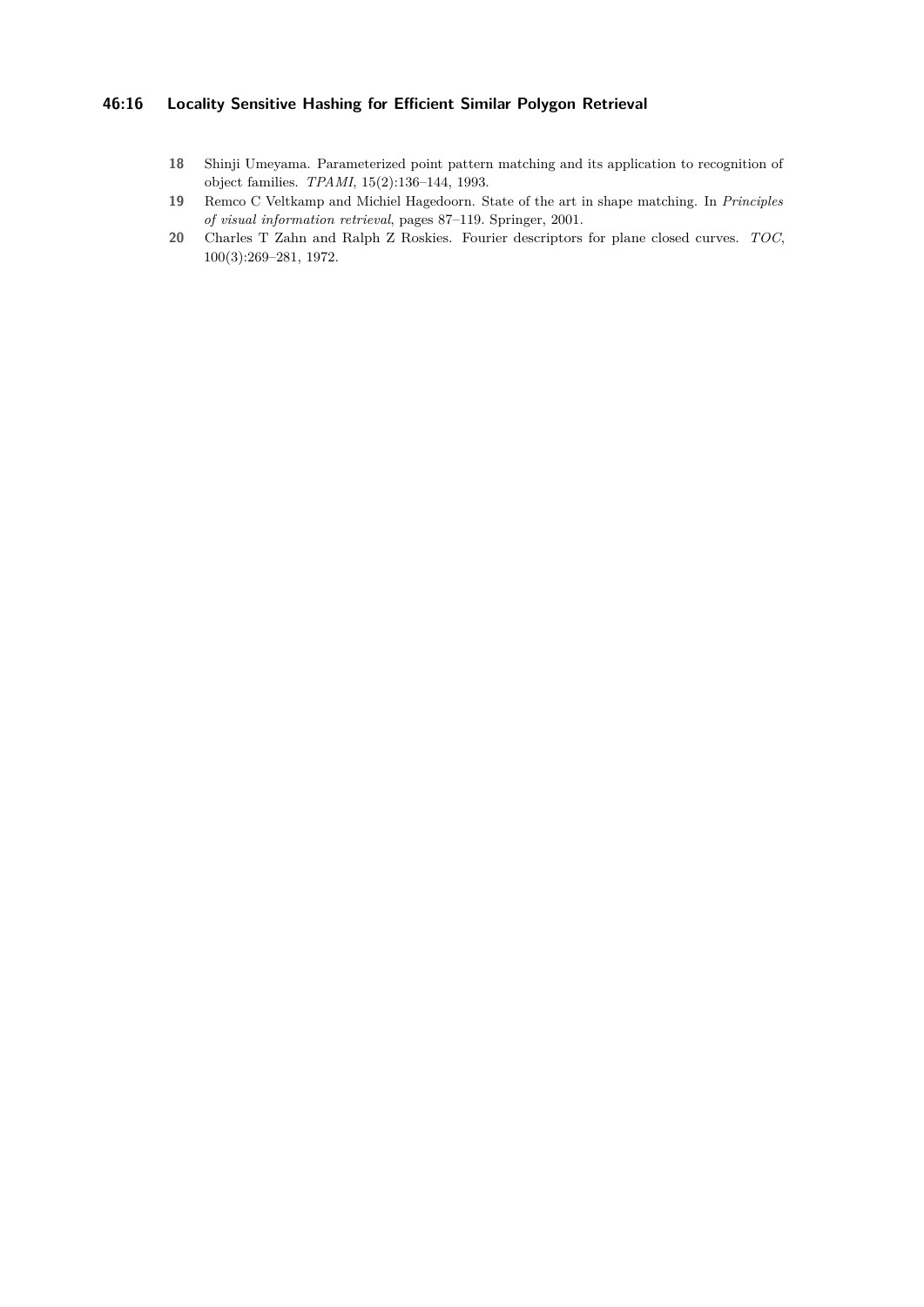18 Shinji Umeyama. Parameterized point pattern matching and its application to recognition of object families. *TPAMI*, 15(2):136–144, 1993.

19 Remco C Veltkamp and Michiel Hagedoorn. State of the art in shape matching. In *Principles of visual information retrieval*, pages 87–119. Springer, 2001.

20 Charles T Zahn and Ralph Z Roskies. Fourier descriptors for plane closed curves. *TOC*, 100(3):269–281, 1972.